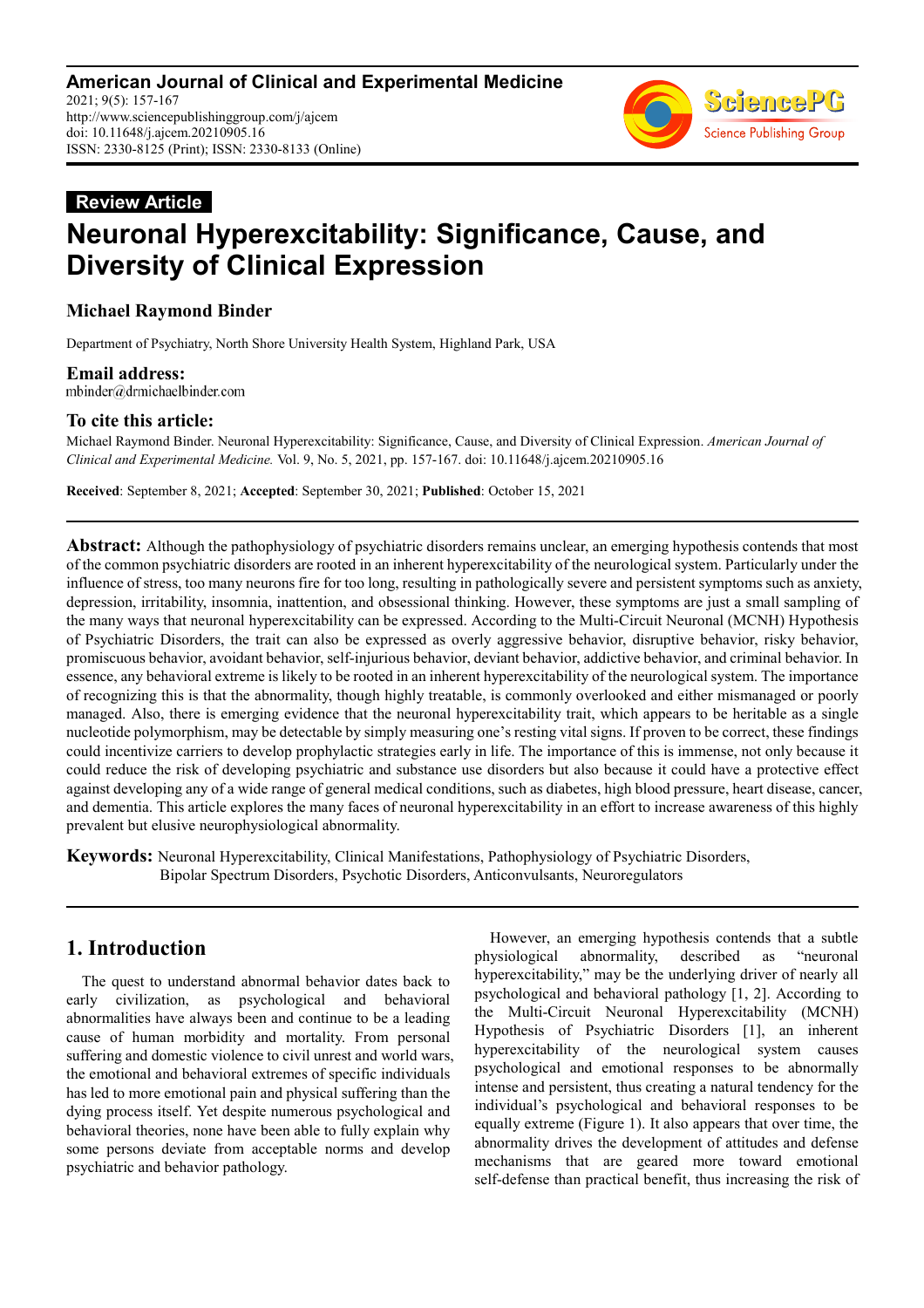**American Journal of Clinical and Experimental Medicine**
2021; 9(5): 157-167
http://www.sciencepublishinggroup.com/j/ajcem
doi: 10.11648/j.ajcem.20210905.16
ISSN: 2330-8125 (Print); ISSN: 2330-8133 (Online)

**Review Article**

# Neuronal Hyperexcitability: Significance, Cause, and Diversity of Clinical Expression

**Michael Raymond Binder**

Department of Psychiatry, North Shore University Health System, Highland Park, USA

**Email address:**
mbinder@drmichaelbinder.com

**To cite this article:**
Michael Raymond Binder. Neuronal Hyperexcitability: Significance, Cause, and Diversity of Clinical Expression. *American Journal of Clinical and Experimental Medicine.* Vol. 9, No. 5, 2021, pp. 157-167. doi: 10.11648/j.ajcem.20210905.16

**Received**: September 8, 2021; **Accepted**: September 30, 2021; **Published**: October 15, 2021

---

**Abstract:** Although the pathophysiology of psychiatric disorders remains unclear, an emerging hypothesis contends that most of the common psychiatric disorders are rooted in an inherent hyperexcitability of the neurological system. Particularly under the influence of stress, too many neurons fire for too long, resulting in pathologically severe and persistent symptoms such as anxiety, depression, irritability, insomnia, inattention, and obsessional thinking. However, these symptoms are just a small sampling of the many ways that neuronal hyperexcitability can be expressed. According to the Multi-Circuit Neuronal (MCNH) Hypothesis of Psychiatric Disorders, the trait can also be expressed as overly aggressive behavior, disruptive behavior, risky behavior, promiscuous behavior, avoidant behavior, self-injurious behavior, deviant behavior, addictive behavior, and criminal behavior. In essence, any behavioral extreme is likely to be rooted in an inherent hyperexcitability of the neurological system. The importance of recognizing this is that the abnormality, though highly treatable, is commonly overlooked and either mismanaged or poorly managed. Also, there is emerging evidence that the neuronal hyperexcitability trait, which appears to be heritable as a single nucleotide polymorphism, may be detectable by simply measuring one's resting vital signs. If proven to be correct, these findings could incentivize carriers to develop prophylactic strategies early in life. The importance of this is immense, not only because it could reduce the risk of developing psychiatric and substance use disorders but also because it could have a protective effect against developing any of a wide range of general medical conditions, such as diabetes, high blood pressure, heart disease, cancer, and dementia. This article explores the many faces of neuronal hyperexcitability in an effort to increase awareness of this highly prevalent but elusive neurophysiological abnormality.

**Keywords:** Neuronal Hyperexcitability, Clinical Manifestations, Pathophysiology of Psychiatric Disorders, Bipolar Spectrum Disorders, Psychotic Disorders, Anticonvulsants, Neuroregulators

---

## 1. Introduction

The quest to understand abnormal behavior dates back to early civilization, as psychological and behavioral abnormalities have always been and continue to be a leading cause of human morbidity and mortality. From personal suffering and domestic violence to civil unrest and world wars, the emotional and behavioral extremes of specific individuals has led to more emotional pain and physical suffering than the dying process itself. Yet despite numerous psychological and behavioral theories, none have been able to fully explain why some persons deviate from acceptable norms and develop psychiatric and behavior pathology.

However, an emerging hypothesis contends that a subtle physiological abnormality, described as "neuronal hyperexcitability," may be the underlying driver of nearly all psychological and behavioral pathology [1, 2]. According to the Multi-Circuit Neuronal Hyperexcitability (MCNH) Hypothesis of Psychiatric Disorders [1], an inherent hyperexcitability of the neurological system causes psychological and emotional responses to be abnormally intense and persistent, thus creating a natural tendency for the individual's psychological and behavioral responses to be equally extreme (Figure 1). It also appears that over time, the abnormality drives the development of attitudes and defense mechanisms that are geared more toward emotional self-defense than practical benefit, thus increasing the risk of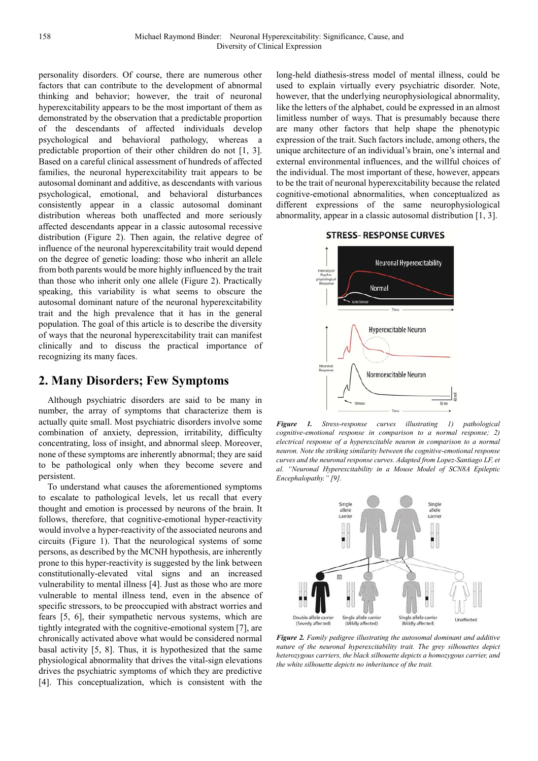personality disorders. Of course, there are numerous other factors that can contribute to the development of abnormal thinking and behavior; however, the trait of neuronal hyperexcitability appears to be the most important of them as demonstrated by the observation that a predictable proportion of the descendants of affected individuals develop psychological and behavioral pathology, whereas a predictable proportion of their other children do not [1, 3]. Based on a careful clinical assessment of hundreds of affected families, the neuronal hyperexcitability trait appears to be autosomal dominant and additive, as descendants with various psychological, emotional, and behavioral disturbances consistently appear in a classic autosomal dominant distribution whereas both unaffected and more seriously affected descendants appear in a classic autosomal recessive distribution (Figure 2). Then again, the relative degree of influence of the neuronal hyperexcitability trait would depend on the degree of genetic loading: those who inherit an allele from both parents would be more highly influenced by the trait than those who inherit only one allele (Figure 2). Practically speaking, this variability is what seems to obscure the autosomal dominant nature of the neuronal hyperexcitability trait and the high prevalence that it has in the general population. The goal of this article is to describe the diversity of ways that the neuronal hyperexcitability trait can manifest clinically and to discuss the practical importance of recognizing its many faces.

## 2. Many Disorders; Few Symptoms

Although psychiatric disorders are said to be many in number, the array of symptoms that characterize them is actually quite small. Most psychiatric disorders involve some combination of anxiety, depression, irritability, difficulty concentrating, loss of insight, and abnormal sleep. Moreover, none of these symptoms are inherently abnormal; they are said to be pathological only when they become severe and persistent.

To understand what causes the aforementioned symptoms to escalate to pathological levels, let us recall that every thought and emotion is processed by neurons of the brain. It follows, therefore, that cognitive-emotional hyper-reactivity would involve a hyper-reactivity of the associated neurons and circuits (Figure 1). That the neurological systems of some persons, as described by the MCNH hypothesis, are inherently prone to this hyper-reactivity is suggested by the link between constitutionally-elevated vital signs and an increased vulnerability to mental illness [4]. Just as those who are more vulnerable to mental illness tend, even in the absence of specific stressors, to be preoccupied with abstract worries and fears [5, 6], their sympathetic nervous systems, which are tightly integrated with the cognitive-emotional system [7], are chronically activated above what would be considered normal basal activity [5, 8]. Thus, it is hypothesized that the same physiological abnormality that drives the vital-sign elevations drives the psychiatric symptoms of which they are predictive [4]. This conceptualization, which is consistent with the long-held diathesis-stress model of mental illness, could be used to explain virtually every psychiatric disorder. Note, however, that the underlying neurophysiological abnormality, like the letters of the alphabet, could be expressed in an almost limitless number of ways. That is presumably because there are many other factors that help shape the phenotypic expression of the trait. Such factors include, among others, the unique architecture of an individual's brain, one's internal and external environmental influences, and the willful choices of the individual. The most important of these, however, appears to be the trait of neuronal hyperexcitability because the related cognitive-emotional abnormalities, when conceptualized as different expressions of the same neurophysiological abnormality, appear in a classic autosomal distribution [1, 3].

*Figure 1. Stress-response curves illustrating 1) pathological cognitive-emotional response in comparison to a normal response; 2) electrical response of a hyperexcitable neuron in comparison to a normal neuron. Note the striking similarity between the cognitive-emotional response curves and the neuronal response curves. Adapted from Lopez-Santiago LF, et al. "Neuronal Hyperexcitability in a Mouse Model of SCN8A Epileptic Encephalopathy." [9].*

*Figure 2. Family pedigree illustrating the autosomal dominant and additive nature of the neuronal hyperexcitability trait. The grey silhouettes depict heterozygous carriers, the black silhouette depicts a homozygous carrier, and the white silhouette depicts no inheritance of the trait.*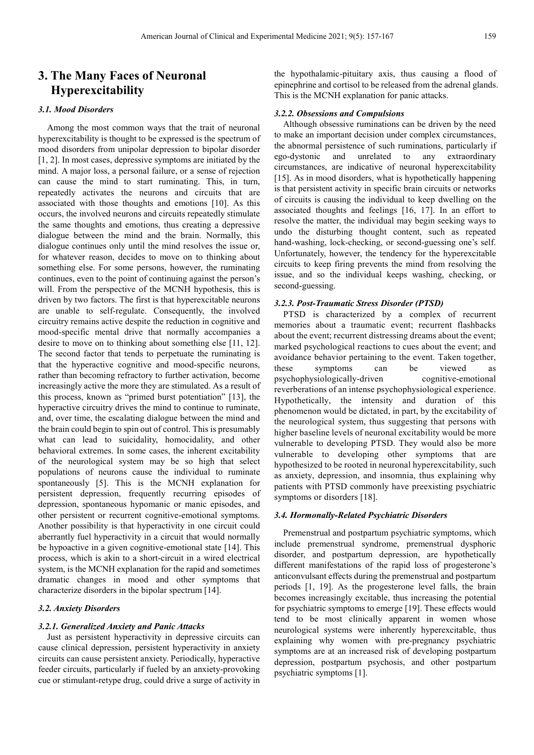# 3. The Many Faces of Neuronal Hyperexcitability

### *3.1. Mood Disorders*

Among the most common ways that the trait of neuronal hyperexcitability is thought to be expressed is the spectrum of mood disorders from unipolar depression to bipolar disorder [1, 2]. In most cases, depressive symptoms are initiated by the mind. A major loss, a personal failure, or a sense of rejection can cause the mind to start ruminating. This, in turn, repeatedly activates the neurons and circuits that are associated with those thoughts and emotions [10]. As this occurs, the involved neurons and circuits repeatedly stimulate the same thoughts and emotions, thus creating a depressive dialogue between the mind and the brain. Normally, this dialogue continues only until the mind resolves the issue or, for whatever reason, decides to move on to thinking about something else. For some persons, however, the ruminating continues, even to the point of continuing against the person's will. From the perspective of the MCNH hypothesis, this is driven by two factors. The first is that hyperexcitable neurons are unable to self-regulate. Consequently, the involved circuitry remains active despite the reduction in cognitive and mood-specific mental drive that normally accompanies a desire to move on to thinking about something else [11, 12]. The second factor that tends to perpetuate the ruminating is that the hyperactive cognitive and mood-specific neurons, rather than becoming refractory to further activation, become increasingly active the more they are stimulated. As a result of this process, known as "primed burst potentiation" [13], the hyperactive circuitry drives the mind to continue to ruminate, and, over time, the escalating dialogue between the mind and the brain could begin to spin out of control. This is presumably what can lead to suicidality, homocidality, and other behavioral extremes. In some cases, the inherent excitability of the neurological system may be so high that select populations of neurons cause the individual to ruminate spontaneously [5]. This is the MCNH explanation for persistent depression, frequently recurring episodes of depression, spontaneous hypomanic or manic episodes, and other persistent or recurrent cognitive-emotional symptoms. Another possibility is that hyperactivity in one circuit could aberrantly fuel hyperactivity in a circuit that would normally be hypoactive in a given cognitive-emotional state [14]. This process, which is akin to a short-circuit in a wired electrical system, is the MCNH explanation for the rapid and sometimes dramatic changes in mood and other symptoms that characterize disorders in the bipolar spectrum [14].

### *3.2. Anxiety Disorders*

#### *3.2.1. Generalized Anxiety and Panic Attacks*

Just as persistent hyperactivity in depressive circuits can cause clinical depression, persistent hyperactivity in anxiety circuits can cause persistent anxiety. Periodically, hyperactive feeder circuits, particularly if fueled by an anxiety-provoking cue or stimulant-retype drug, could drive a surge of activity in the hypothalamic-pituitary axis, thus causing a flood of epinephrine and cortisol to be released from the adrenal glands. This is the MCNH explanation for panic attacks.

#### *3.2.2. Obsessions and Compulsions*

Although obsessive ruminations can be driven by the need to make an important decision under complex circumstances, the abnormal persistence of such ruminations, particularly if ego-dystonic and unrelated to any extraordinary circumstances, are indicative of neuronal hyperexcitability [15]. As in mood disorders, what is hypothetically happening is that persistent activity in specific brain circuits or networks of circuits is causing the individual to keep dwelling on the associated thoughts and feelings [16, 17]. In an effort to resolve the matter, the individual may begin seeking ways to undo the disturbing thought content, such as repeated hand-washing, lock-checking, or second-guessing one's self. Unfortunately, however, the tendency for the hyperexcitable circuits to keep firing prevents the mind from resolving the issue, and so the individual keeps washing, checking, or second-guessing.

#### *3.2.3. Post-Traumatic Stress Disorder (PTSD)*

PTSD is characterized by a complex of recurrent memories about a traumatic event; recurrent flashbacks about the event; recurrent distressing dreams about the event; marked psychological reactions to cues about the event; and avoidance behavior pertaining to the event. Taken together, these symptoms can be viewed as psychophysiologically-driven cognitive-emotional reverberations of an intense psychophysiological experience. Hypothetically, the intensity and duration of this phenomenon would be dictated, in part, by the excitability of the neurological system, thus suggesting that persons with higher baseline levels of neuronal excitability would be more vulnerable to developing PTSD. They would also be more vulnerable to developing other symptoms that are hypothesized to be rooted in neuronal hyperexcitability, such as anxiety, depression, and insomnia, thus explaining why patients with PTSD commonly have preexisting psychiatric symptoms or disorders [18].

### *3.4. Hormonally-Related Psychiatric Disorders*

Premenstrual and postpartum psychiatric symptoms, which include premenstrual syndrome, premenstrual dysphoric disorder, and postpartum depression, are hypothetically different manifestations of the rapid loss of progesterone's anticonvulsant effects during the premenstrual and postpartum periods [1, 19]. As the progesterone level falls, the brain becomes increasingly excitable, thus increasing the potential for psychiatric symptoms to emerge [19]. These effects would tend to be most clinically apparent in women whose neurological systems were inherently hyperexcitable, thus explaining why women with pre-pregnancy psychiatric symptoms are at an increased risk of developing postpartum depression, postpartum psychosis, and other postpartum psychiatric symptoms [1].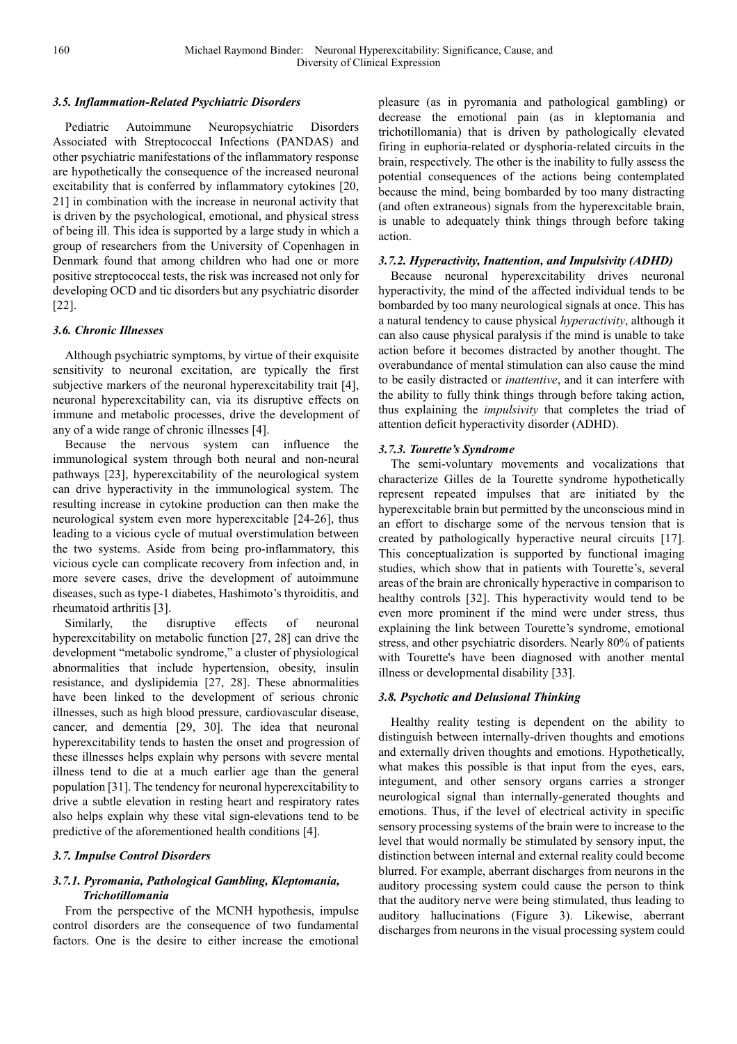### 3.5. Inflammation-Related Psychiatric Disorders

Pediatric Autoimmune Neuropsychiatric Disorders Associated with Streptococcal Infections (PANDAS) and other psychiatric manifestations of the inflammatory response are hypothetically the consequence of the increased neuronal excitability that is conferred by inflammatory cytokines [20, 21] in combination with the increase in neuronal activity that is driven by the psychological, emotional, and physical stress of being ill. This idea is supported by a large study in which a group of researchers from the University of Copenhagen in Denmark found that among children who had one or more positive streptococcal tests, the risk was increased not only for developing OCD and tic disorders but any psychiatric disorder [22].

### 3.6. Chronic Illnesses

Although psychiatric symptoms, by virtue of their exquisite sensitivity to neuronal excitation, are typically the first subjective markers of the neuronal hyperexcitability trait [4], neuronal hyperexcitability can, via its disruptive effects on immune and metabolic processes, drive the development of any of a wide range of chronic illnesses [4].

Because the nervous system can influence the immunological system through both neural and non-neural pathways [23], hyperexcitability of the neurological system can drive hyperactivity in the immunological system. The resulting increase in cytokine production can then make the neurological system even more hyperexcitable [24-26], thus leading to a vicious cycle of mutual overstimulation between the two systems. Aside from being pro-inflammatory, this vicious cycle can complicate recovery from infection and, in more severe cases, drive the development of autoimmune diseases, such as type-1 diabetes, Hashimoto's thyroiditis, and rheumatoid arthritis [3].

Similarly, the disruptive effects of neuronal hyperexcitability on metabolic function [27, 28] can drive the development "metabolic syndrome," a cluster of physiological abnormalities that include hypertension, obesity, insulin resistance, and dyslipidemia [27, 28]. These abnormalities have been linked to the development of serious chronic illnesses, such as high blood pressure, cardiovascular disease, cancer, and dementia [29, 30]. The idea that neuronal hyperexcitability tends to hasten the onset and progression of these illnesses helps explain why persons with severe mental illness tend to die at a much earlier age than the general population [31]. The tendency for neuronal hyperexcitability to drive a subtle elevation in resting heart and respiratory rates also helps explain why these vital sign-elevations tend to be predictive of the aforementioned health conditions [4].

### 3.7. Impulse Control Disorders

#### 3.7.1. Pyromania, Pathological Gambling, Kleptomania, Trichotillomania

From the perspective of the MCNH hypothesis, impulse control disorders are the consequence of two fundamental factors. One is the desire to either increase the emotional pleasure (as in pyromania and pathological gambling) or decrease the emotional pain (as in kleptomania and trichotillomania) that is driven by pathologically elevated firing in euphoria-related or dysphoria-related circuits in the brain, respectively. The other is the inability to fully assess the potential consequences of the actions being contemplated because the mind, being bombarded by too many distracting (and often extraneous) signals from the hyperexcitable brain, is unable to adequately think things through before taking action.

#### 3.7.2. Hyperactivity, Inattention, and Impulsivity (ADHD)

Because neuronal hyperexcitability drives neuronal hyperactivity, the mind of the affected individual tends to be bombarded by too many neurological signals at once. This has a natural tendency to cause physical *hyperactivity*, although it can also cause physical paralysis if the mind is unable to take action before it becomes distracted by another thought. The overabundance of mental stimulation can also cause the mind to be easily distracted or *inattentive*, and it can interfere with the ability to fully think things through before taking action, thus explaining the *impulsivity* that completes the triad of attention deficit hyperactivity disorder (ADHD).

#### 3.7.3. Tourette's Syndrome

The semi-voluntary movements and vocalizations that characterize Gilles de la Tourette syndrome hypothetically represent repeated impulses that are initiated by the hyperexcitable brain but permitted by the unconscious mind in an effort to discharge some of the nervous tension that is created by pathologically hyperactive neural circuits [17]. This conceptualization is supported by functional imaging studies, which show that in patients with Tourette's, several areas of the brain are chronically hyperactive in comparison to healthy controls [32]. This hyperactivity would tend to be even more prominent if the mind were under stress, thus explaining the link between Tourette's syndrome, emotional stress, and other psychiatric disorders. Nearly 80% of patients with Tourette's have been diagnosed with another mental illness or developmental disability [33].

### 3.8. Psychotic and Delusional Thinking

Healthy reality testing is dependent on the ability to distinguish between internally-driven thoughts and emotions and externally driven thoughts and emotions. Hypothetically, what makes this possible is that input from the eyes, ears, integument, and other sensory organs carries a stronger neurological signal than internally-generated thoughts and emotions. Thus, if the level of electrical activity in specific sensory processing systems of the brain were to increase to the level that would normally be stimulated by sensory input, the distinction between internal and external reality could become blurred. For example, aberrant discharges from neurons in the auditory processing system could cause the person to think that the auditory nerve were being stimulated, thus leading to auditory hallucinations (Figure 3). Likewise, aberrant discharges from neurons in the visual processing system could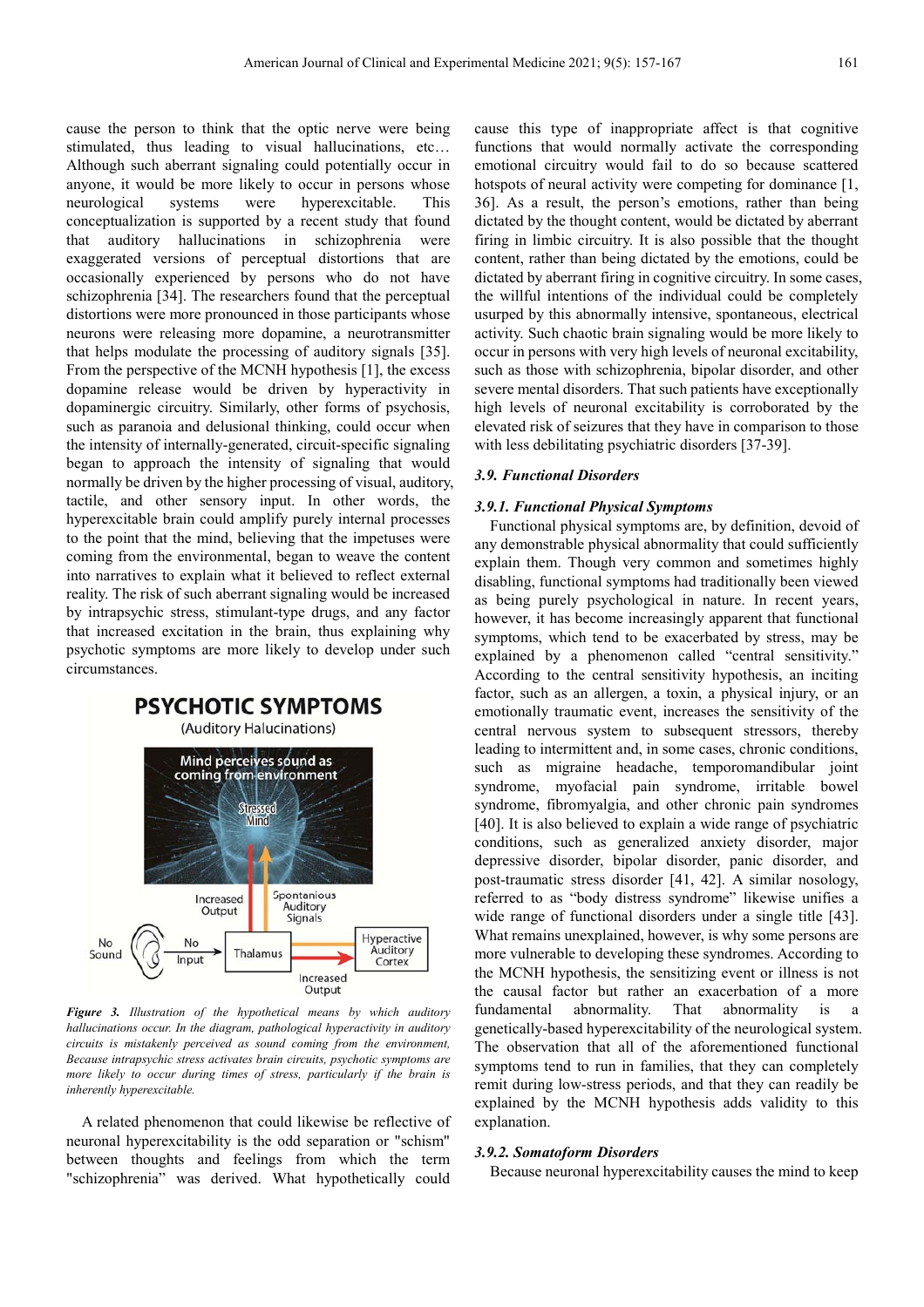cause the person to think that the optic nerve were being stimulated, thus leading to visual hallucinations, etc… Although such aberrant signaling could potentially occur in anyone, it would be more likely to occur in persons whose neurological systems were hyperexcitable. This conceptualization is supported by a recent study that found that auditory hallucinations in schizophrenia were exaggerated versions of perceptual distortions that are occasionally experienced by persons who do not have schizophrenia [34]. The researchers found that the perceptual distortions were more pronounced in those participants whose neurons were releasing more dopamine, a neurotransmitter that helps modulate the processing of auditory signals [35]. From the perspective of the MCNH hypothesis [1], the excess dopamine release would be driven by hyperactivity in dopaminergic circuitry. Similarly, other forms of psychosis, such as paranoia and delusional thinking, could occur when the intensity of internally-generated, circuit-specific signaling began to approach the intensity of signaling that would normally be driven by the higher processing of visual, auditory, tactile, and other sensory input. In other words, the hyperexcitable brain could amplify purely internal processes to the point that the mind, believing that the impetuses were coming from the environmental, began to weave the content into narratives to explain what it believed to reflect external reality. The risk of such aberrant signaling would be increased by intrapsychic stress, stimulant-type drugs, and any factor that increased excitation in the brain, thus explaining why psychotic symptoms are more likely to develop under such circumstances.

*Figure 3. Illustration of the hypothetical means by which auditory hallucinations occur. In the diagram, pathological hyperactivity in auditory circuits is mistakenly perceived as sound coming from the environment. Because intrapsychic stress activates brain circuits, psychotic symptoms are more likely to occur during times of stress, particularly if the brain is inherently hyperexcitable.*

A related phenomenon that could likewise be reflective of neuronal hyperexcitability is the odd separation or "schism" between thoughts and feelings from which the term "schizophrenia" was derived. What hypothetically could cause this type of inappropriate affect is that cognitive functions that would normally activate the corresponding emotional circuitry would fail to do so because scattered hotspots of neural activity were competing for dominance [1, 36]. As a result, the person's emotions, rather than being dictated by the thought content, would be dictated by aberrant firing in limbic circuitry. It is also possible that the thought content, rather than being dictated by the emotions, could be dictated by aberrant firing in cognitive circuitry. In some cases, the willful intentions of the individual could be completely usurped by this abnormally intensive, spontaneous, electrical activity. Such chaotic brain signaling would be more likely to occur in persons with very high levels of neuronal excitability, such as those with schizophrenia, bipolar disorder, and other severe mental disorders. That such patients have exceptionally high levels of neuronal excitability is corroborated by the elevated risk of seizures that they have in comparison to those with less debilitating psychiatric disorders [37-39].

### 3.9. Functional Disorders

#### 3.9.1. Functional Physical Symptoms

Functional physical symptoms are, by definition, devoid of any demonstrable physical abnormality that could sufficiently explain them. Though very common and sometimes highly disabling, functional symptoms had traditionally been viewed as being purely psychological in nature. In recent years, however, it has become increasingly apparent that functional symptoms, which tend to be exacerbated by stress, may be explained by a phenomenon called "central sensitivity." According to the central sensitivity hypothesis, an inciting factor, such as an allergen, a toxin, a physical injury, or an emotionally traumatic event, increases the sensitivity of the central nervous system to subsequent stressors, thereby leading to intermittent and, in some cases, chronic conditions, such as migraine headache, temporomandibular joint syndrome, myofacial pain syndrome, irritable bowel syndrome, fibromyalgia, and other chronic pain syndromes [40]. It is also believed to explain a wide range of psychiatric conditions, such as generalized anxiety disorder, major depressive disorder, bipolar disorder, panic disorder, and post-traumatic stress disorder [41, 42]. A similar nosology, referred to as "body distress syndrome" likewise unifies a wide range of functional disorders under a single title [43]. What remains unexplained, however, is why some persons are more vulnerable to developing these syndromes. According to the MCNH hypothesis, the sensitizing event or illness is not the causal factor but rather an exacerbation of a more fundamental abnormality. That abnormality is a genetically-based hyperexcitability of the neurological system. The observation that all of the aforementioned functional symptoms tend to run in families, that they can completely remit during low-stress periods, and that they can readily be explained by the MCNH hypothesis adds validity to this explanation.

#### 3.9.2. Somatoform Disorders

Because neuronal hyperexcitability causes the mind to keep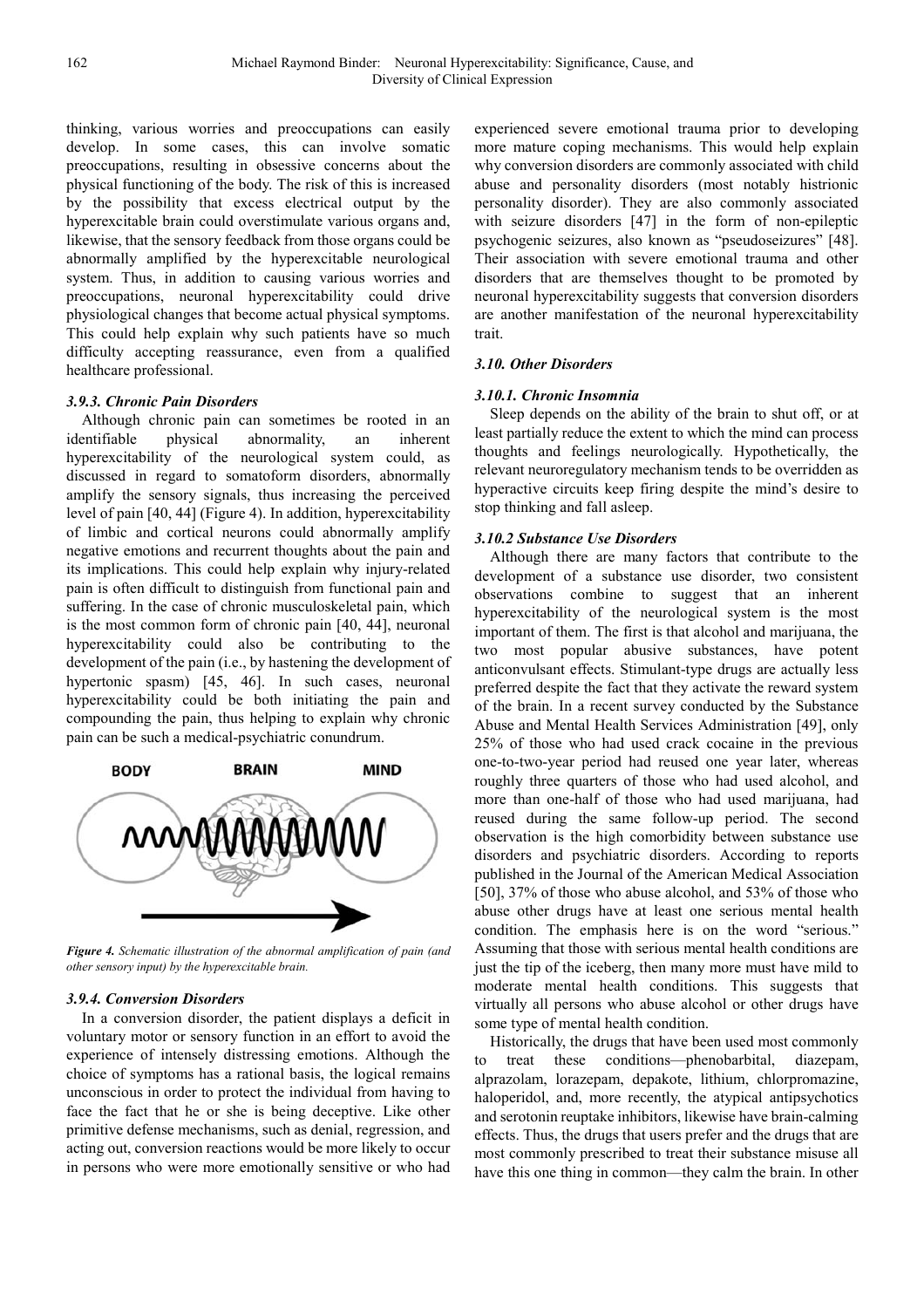thinking, various worries and preoccupations can easily develop. In some cases, this can involve somatic preoccupations, resulting in obsessive concerns about the physical functioning of the body. The risk of this is increased by the possibility that excess electrical output by the hyperexcitable brain could overstimulate various organs and, likewise, that the sensory feedback from those organs could be abnormally amplified by the hyperexcitable neurological system. Thus, in addition to causing various worries and preoccupations, neuronal hyperexcitability could drive physiological changes that become actual physical symptoms. This could help explain why such patients have so much difficulty accepting reassurance, even from a qualified healthcare professional.

#### *3.9.3. Chronic Pain Disorders*

Although chronic pain can sometimes be rooted in an identifiable physical abnormality, an inherent hyperexcitability of the neurological system could, as discussed in regard to somatoform disorders, abnormally amplify the sensory signals, thus increasing the perceived level of pain [40, 44] (Figure 4). In addition, hyperexcitability of limbic and cortical neurons could abnormally amplify negative emotions and recurrent thoughts about the pain and its implications. This could help explain why injury-related pain is often difficult to distinguish from functional pain and suffering. In the case of chronic musculoskeletal pain, which is the most common form of chronic pain [40, 44], neuronal hyperexcitability could also be contributing to the development of the pain (i.e., by hastening the development of hypertonic spasm) [45, 46]. In such cases, neuronal hyperexcitability could be both initiating the pain and compounding the pain, thus helping to explain why chronic pain can be such a medical-psychiatric conundrum.

BODY BRAIN MIND

*Figure 4. Schematic illustration of the abnormal amplification of pain (and other sensory input) by the hyperexcitable brain.*

#### *3.9.4. Conversion Disorders*

In a conversion disorder, the patient displays a deficit in voluntary motor or sensory function in an effort to avoid the experience of intensely distressing emotions. Although the choice of symptoms has a rational basis, the logical remains unconscious in order to protect the individual from having to face the fact that he or she is being deceptive. Like other primitive defense mechanisms, such as denial, regression, and acting out, conversion reactions would be more likely to occur in persons who were more emotionally sensitive or who had experienced severe emotional trauma prior to developing more mature coping mechanisms. This would help explain why conversion disorders are commonly associated with child abuse and personality disorders (most notably histrionic personality disorder). They are also commonly associated with seizure disorders [47] in the form of non-epileptic psychogenic seizures, also known as "pseudoseizures" [48]. Their association with severe emotional trauma and other disorders that are themselves thought to be promoted by neuronal hyperexcitability suggests that conversion disorders are another manifestation of the neuronal hyperexcitability trait.

### *3.10. Other Disorders*

#### *3.10.1. Chronic Insomnia*

Sleep depends on the ability of the brain to shut off, or at least partially reduce the extent to which the mind can process thoughts and feelings neurologically. Hypothetically, the relevant neuroregulatory mechanism tends to be overridden as hyperactive circuits keep firing despite the mind's desire to stop thinking and fall asleep.

#### *3.10.2 Substance Use Disorders*

Although there are many factors that contribute to the development of a substance use disorder, two consistent observations combine to suggest that an inherent hyperexcitability of the neurological system is the most important of them. The first is that alcohol and marijuana, the two most popular abusive substances, have potent anticonvulsant effects. Stimulant-type drugs are actually less preferred despite the fact that they activate the reward system of the brain. In a recent survey conducted by the Substance Abuse and Mental Health Services Administration [49], only 25% of those who had used crack cocaine in the previous one-to-two-year period had reused one year later, whereas roughly three quarters of those who had used alcohol, and more than one-half of those who had used marijuana, had reused during the same follow-up period. The second observation is the high comorbidity between substance use disorders and psychiatric disorders. According to reports published in the Journal of the American Medical Association [50], 37% of those who abuse alcohol, and 53% of those who abuse other drugs have at least one serious mental health condition. The emphasis here is on the word "serious." Assuming that those with serious mental health conditions are just the tip of the iceberg, then many more must have mild to moderate mental health conditions. This suggests that virtually all persons who abuse alcohol or other drugs have some type of mental health condition.

Historically, the drugs that have been used most commonly to treat these conditions—phenobarbital, diazepam, alprazolam, lorazepam, depakote, lithium, chlorpromazine, haloperidol, and, more recently, the atypical antipsychotics and serotonin reuptake inhibitors, likewise have brain-calming effects. Thus, the drugs that users prefer and the drugs that are most commonly prescribed to treat their substance misuse all have this one thing in common—they calm the brain. In other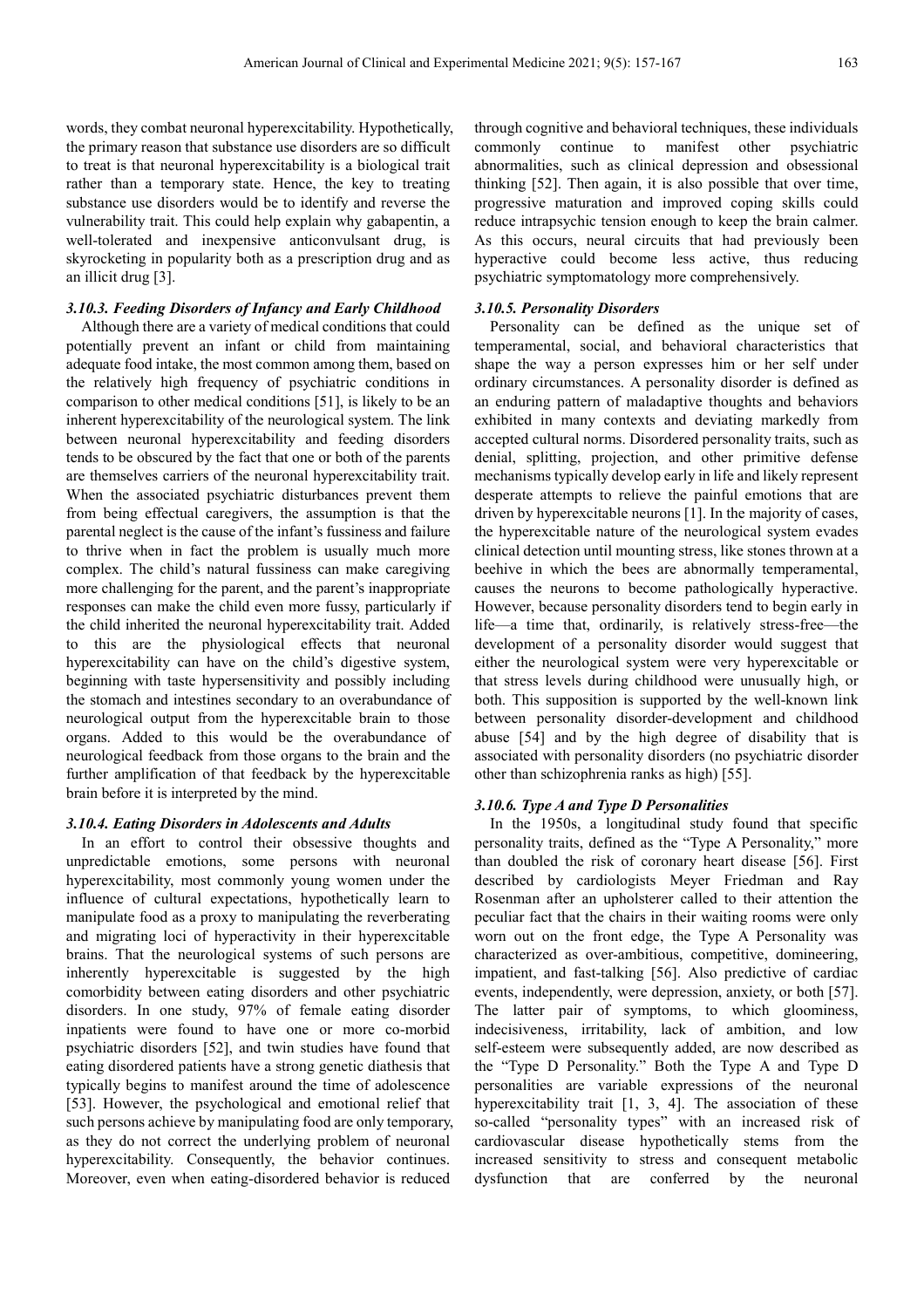words, they combat neuronal hyperexcitability. Hypothetically, the primary reason that substance use disorders are so difficult to treat is that neuronal hyperexcitability is a biological trait rather than a temporary state. Hence, the key to treating substance use disorders would be to identify and reverse the vulnerability trait. This could help explain why gabapentin, a well-tolerated and inexpensive anticonvulsant drug, is skyrocketing in popularity both as a prescription drug and as an illicit drug [3].

### *3.10.3. Feeding Disorders of Infancy and Early Childhood*

Although there are a variety of medical conditions that could potentially prevent an infant or child from maintaining adequate food intake, the most common among them, based on the relatively high frequency of psychiatric conditions in comparison to other medical conditions [51], is likely to be an inherent hyperexcitability of the neurological system. The link between neuronal hyperexcitability and feeding disorders tends to be obscured by the fact that one or both of the parents are themselves carriers of the neuronal hyperexcitability trait. When the associated psychiatric disturbances prevent them from being effectual caregivers, the assumption is that the parental neglect is the cause of the infant's fussiness and failure to thrive when in fact the problem is usually much more complex. The child's natural fussiness can make caregiving more challenging for the parent, and the parent's inappropriate responses can make the child even more fussy, particularly if the child inherited the neuronal hyperexcitability trait. Added to this are the physiological effects that neuronal hyperexcitability can have on the child's digestive system, beginning with taste hypersensitivity and possibly including the stomach and intestines secondary to an overabundance of neurological output from the hyperexcitable brain to those organs. Added to this would be the overabundance of neurological feedback from those organs to the brain and the further amplification of that feedback by the hyperexcitable brain before it is interpreted by the mind.

### *3.10.4. Eating Disorders in Adolescents and Adults*

In an effort to control their obsessive thoughts and unpredictable emotions, some persons with neuronal hyperexcitability, most commonly young women under the influence of cultural expectations, hypothetically learn to manipulate food as a proxy to manipulating the reverberating and migrating loci of hyperactivity in their hyperexcitable brains. That the neurological systems of such persons are inherently hyperexcitable is suggested by the high comorbidity between eating disorders and other psychiatric disorders. In one study, 97% of female eating disorder inpatients were found to have one or more co-morbid psychiatric disorders [52], and twin studies have found that eating disordered patients have a strong genetic diathesis that typically begins to manifest around the time of adolescence [53]. However, the psychological and emotional relief that such persons achieve by manipulating food are only temporary, as they do not correct the underlying problem of neuronal hyperexcitability. Consequently, the behavior continues. Moreover, even when eating-disordered behavior is reduced through cognitive and behavioral techniques, these individuals commonly continue to manifest other psychiatric abnormalities, such as clinical depression and obsessional thinking [52]. Then again, it is also possible that over time, progressive maturation and improved coping skills could reduce intrapsychic tension enough to keep the brain calmer. As this occurs, neural circuits that had previously been hyperactive could become less active, thus reducing psychiatric symptomatology more comprehensively.

### *3.10.5. Personality Disorders*

Personality can be defined as the unique set of temperamental, social, and behavioral characteristics that shape the way a person expresses him or her self under ordinary circumstances. A personality disorder is defined as an enduring pattern of maladaptive thoughts and behaviors exhibited in many contexts and deviating markedly from accepted cultural norms. Disordered personality traits, such as denial, splitting, projection, and other primitive defense mechanisms typically develop early in life and likely represent desperate attempts to relieve the painful emotions that are driven by hyperexcitable neurons [1]. In the majority of cases, the hyperexcitable nature of the neurological system evades clinical detection until mounting stress, like stones thrown at a beehive in which the bees are abnormally temperamental, causes the neurons to become pathologically hyperactive. However, because personality disorders tend to begin early in life—a time that, ordinarily, is relatively stress-free—the development of a personality disorder would suggest that either the neurological system were very hyperexcitable or that stress levels during childhood were unusually high, or both. This supposition is supported by the well-known link between personality disorder-development and childhood abuse [54] and by the high degree of disability that is associated with personality disorders (no psychiatric disorder other than schizophrenia ranks as high) [55].

### *3.10.6. Type A and Type D Personalities*

In the 1950s, a longitudinal study found that specific personality traits, defined as the "Type A Personality," more than doubled the risk of coronary heart disease [56]. First described by cardiologists Meyer Friedman and Ray Rosenman after an upholsterer called to their attention the peculiar fact that the chairs in their waiting rooms were only worn out on the front edge, the Type A Personality was characterized as over-ambitious, competitive, domineering, impatient, and fast-talking [56]. Also predictive of cardiac events, independently, were depression, anxiety, or both [57]. The latter pair of symptoms, to which gloominess, indecisiveness, irritability, lack of ambition, and low self-esteem were subsequently added, are now described as the "Type D Personality." Both the Type A and Type D personalities are variable expressions of the neuronal hyperexcitability trait [1, 3, 4]. The association of these so-called "personality types" with an increased risk of cardiovascular disease hypothetically stems from the increased sensitivity to stress and consequent metabolic dysfunction that are conferred by the neuronal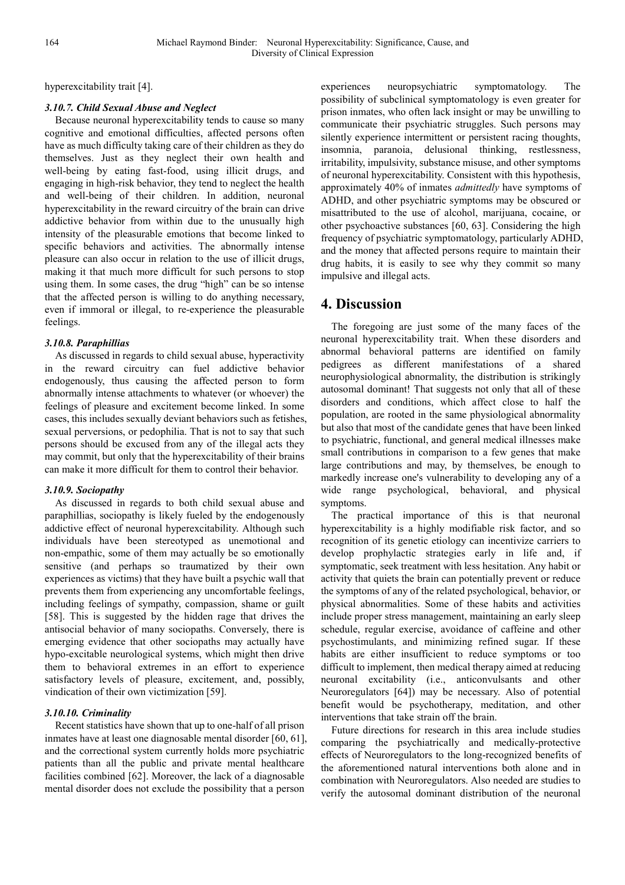hyperexcitability trait [4].

### *3.10.7. Child Sexual Abuse and Neglect*

Because neuronal hyperexcitability tends to cause so many cognitive and emotional difficulties, affected persons often have as much difficulty taking care of their children as they do themselves. Just as they neglect their own health and well-being by eating fast-food, using illicit drugs, and engaging in high-risk behavior, they tend to neglect the health and well-being of their children. In addition, neuronal hyperexcitability in the reward circuitry of the brain can drive addictive behavior from within due to the unusually high intensity of the pleasurable emotions that become linked to specific behaviors and activities. The abnormally intense pleasure can also occur in relation to the use of illicit drugs, making it that much more difficult for such persons to stop using them. In some cases, the drug "high" can be so intense that the affected person is willing to do anything necessary, even if immoral or illegal, to re-experience the pleasurable feelings.

### *3.10.8. Paraphillias*

As discussed in regards to child sexual abuse, hyperactivity in the reward circuitry can fuel addictive behavior endogenously, thus causing the affected person to form abnormally intense attachments to whatever (or whoever) the feelings of pleasure and excitement become linked. In some cases, this includes sexually deviant behaviors such as fetishes, sexual perversions, or pedophilia. That is not to say that such persons should be excused from any of the illegal acts they may commit, but only that the hyperexcitability of their brains can make it more difficult for them to control their behavior.

### *3.10.9. Sociopathy*

As discussed in regards to both child sexual abuse and paraphillias, sociopathy is likely fueled by the endogenously addictive effect of neuronal hyperexcitability. Although such individuals have been stereotyped as unemotional and non-empathic, some of them may actually be so emotionally sensitive (and perhaps so traumatized by their own experiences as victims) that they have built a psychic wall that prevents them from experiencing any uncomfortable feelings, including feelings of sympathy, compassion, shame or guilt [58]. This is suggested by the hidden rage that drives the antisocial behavior of many sociopaths. Conversely, there is emerging evidence that other sociopaths may actually have hypo-excitable neurological systems, which might then drive them to behavioral extremes in an effort to experience satisfactory levels of pleasure, excitement, and, possibly, vindication of their own victimization [59].

### *3.10.10. Criminality*

Recent statistics have shown that up to one-half of all prison inmates have at least one diagnosable mental disorder [60, 61], and the correctional system currently holds more psychiatric patients than all the public and private mental healthcare facilities combined [62]. Moreover, the lack of a diagnosable mental disorder does not exclude the possibility that a person experiences neuropsychiatric symptomatology. The possibility of subclinical symptomatology is even greater for prison inmates, who often lack insight or may be unwilling to communicate their psychiatric struggles. Such persons may silently experience intermittent or persistent racing thoughts, insomnia, paranoia, delusional thinking, restlessness, irritability, impulsivity, substance misuse, and other symptoms of neuronal hyperexcitability. Consistent with this hypothesis, approximately 40% of inmates *admittedly* have symptoms of ADHD, and other psychiatric symptoms may be obscured or misattributed to the use of alcohol, marijuana, cocaine, or other psychoactive substances [60, 63]. Considering the high frequency of psychiatric symptomatology, particularly ADHD, and the money that affected persons require to maintain their drug habits, it is easily to see why they commit so many impulsive and illegal acts.

## 4. Discussion

The foregoing are just some of the many faces of the neuronal hyperexcitability trait. When these disorders and abnormal behavioral patterns are identified on family pedigrees as different manifestations of a shared neurophysiological abnormality, the distribution is strikingly autosomal dominant! That suggests not only that all of these disorders and conditions, which affect close to half the population, are rooted in the same physiological abnormality but also that most of the candidate genes that have been linked to psychiatric, functional, and general medical illnesses make small contributions in comparison to a few genes that make large contributions and may, by themselves, be enough to markedly increase one's vulnerability to developing any of a wide range psychological, behavioral, and physical symptoms.

The practical importance of this is that neuronal hyperexcitability is a highly modifiable risk factor, and so recognition of its genetic etiology can incentivize carriers to develop prophylactic strategies early in life and, if symptomatic, seek treatment with less hesitation. Any habit or activity that quiets the brain can potentially prevent or reduce the symptoms of any of the related psychological, behavior, or physical abnormalities. Some of these habits and activities include proper stress management, maintaining an early sleep schedule, regular exercise, avoidance of caffeine and other psychostimulants, and minimizing refined sugar. If these habits are either insufficient to reduce symptoms or too difficult to implement, then medical therapy aimed at reducing neuronal excitability (i.e., anticonvulsants and other Neuroregulators [64]) may be necessary. Also of potential benefit would be psychotherapy, meditation, and other interventions that take strain off the brain.

Future directions for research in this area include studies comparing the psychiatrically and medically-protective effects of Neuroregulators to the long-recognized benefits of the aforementioned natural interventions both alone and in combination with Neuroregulators. Also needed are studies to verify the autosomal dominant distribution of the neuronal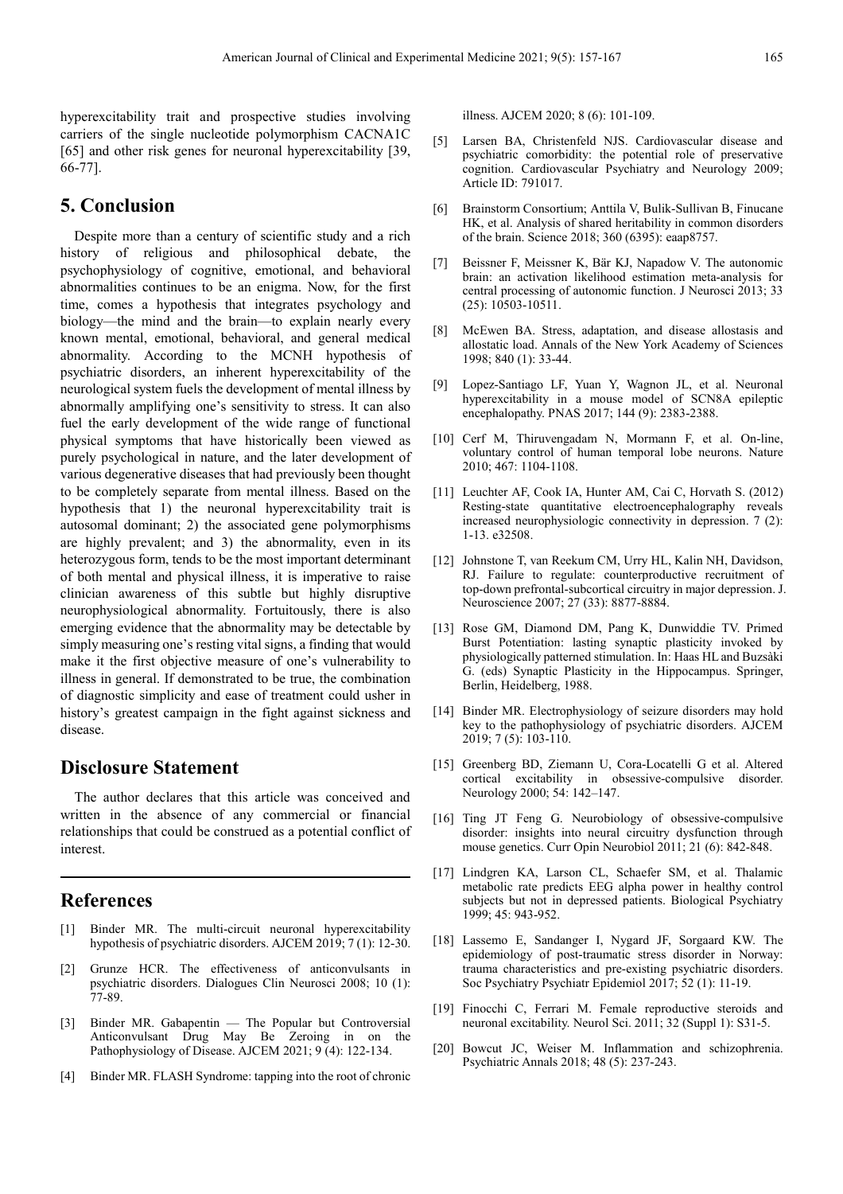hyperexcitability trait and prospective studies involving carriers of the single nucleotide polymorphism CACNA1C [65] and other risk genes for neuronal hyperexcitability [39, 66-77].

## 5. Conclusion

Despite more than a century of scientific study and a rich history of religious and philosophical debate, the psychophysiology of cognitive, emotional, and behavioral abnormalities continues to be an enigma. Now, for the first time, comes a hypothesis that integrates psychology and biology—the mind and the brain—to explain nearly every known mental, emotional, behavioral, and general medical abnormality. According to the MCNH hypothesis of psychiatric disorders, an inherent hyperexcitability of the neurological system fuels the development of mental illness by abnormally amplifying one's sensitivity to stress. It can also fuel the early development of the wide range of functional physical symptoms that have historically been viewed as purely psychological in nature, and the later development of various degenerative diseases that had previously been thought to be completely separate from mental illness. Based on the hypothesis that 1) the neuronal hyperexcitability trait is autosomal dominant; 2) the associated gene polymorphisms are highly prevalent; and 3) the abnormality, even in its heterozygous form, tends to be the most important determinant of both mental and physical illness, it is imperative to raise clinician awareness of this subtle but highly disruptive neurophysiological abnormality. Fortuitously, there is also emerging evidence that the abnormality may be detectable by simply measuring one's resting vital signs, a finding that would make it the first objective measure of one's vulnerability to illness in general. If demonstrated to be true, the combination of diagnostic simplicity and ease of treatment could usher in history's greatest campaign in the fight against sickness and disease.

## Disclosure Statement

The author declares that this article was conceived and written in the absence of any commercial or financial relationships that could be construed as a potential conflict of interest.

## References

[1] Binder MR. The multi-circuit neuronal hyperexcitability hypothesis of psychiatric disorders. AJCEM 2019; 7 (1): 12-30.

[2] Grunze HCR. The effectiveness of anticonvulsants in psychiatric disorders. Dialogues Clin Neurosci 2008; 10 (1): 77-89.

[3] Binder MR. Gabapentin — The Popular but Controversial Anticonvulsant Drug May Be Zeroing in on the Pathophysiology of Disease. AJCEM 2021; 9 (4): 122-134.

[4] Binder MR. FLASH Syndrome: tapping into the root of chronic illness. AJCEM 2020; 8 (6): 101-109.

[5] Larsen BA, Christenfeld NJS. Cardiovascular disease and psychiatric comorbidity: the potential role of preservative cognition. Cardiovascular Psychiatry and Neurology 2009; Article ID: 791017.

[6] Brainstorm Consortium; Anttila V, Bulik-Sullivan B, Finucane HK, et al. Analysis of shared heritability in common disorders of the brain. Science 2018; 360 (6395): eaap8757.

[7] Beissner F, Meissner K, Bär KJ, Napadow V. The autonomic brain: an activation likelihood estimation meta-analysis for central processing of autonomic function. J Neurosci 2013; 33 (25): 10503-10511.

[8] McEwen BA. Stress, adaptation, and disease allostasis and allostatic load. Annals of the New York Academy of Sciences 1998; 840 (1): 33-44.

[9] Lopez-Santiago LF, Yuan Y, Wagnon JL, et al. Neuronal hyperexcitability in a mouse model of SCN8A epileptic encephalopathy. PNAS 2017; 144 (9): 2383-2388.

[10] Cerf M, Thiruvengadam N, Mormann F, et al. On-line, voluntary control of human temporal lobe neurons. Nature 2010; 467: 1104-1108.

[11] Leuchter AF, Cook IA, Hunter AM, Cai C, Horvath S. (2012) Resting-state quantitative electroencephalography reveals increased neurophysiologic connectivity in depression. 7 (2): 1-13. e32508.

[12] Johnstone T, van Reekum CM, Urry HL, Kalin NH, Davidson, RJ. Failure to regulate: counterproductive recruitment of top-down prefrontal-subcortical circuitry in major depression. J. Neuroscience 2007; 27 (33): 8877-8884.

[13] Rose GM, Diamond DM, Pang K, Dunwiddie TV. Primed Burst Potentiation: lasting synaptic plasticity invoked by physiologically patterned stimulation. In: Haas HL and Buzsàki G. (eds) Synaptic Plasticity in the Hippocampus. Springer, Berlin, Heidelberg, 1988.

[14] Binder MR. Electrophysiology of seizure disorders may hold key to the pathophysiology of psychiatric disorders. AJCEM 2019; 7 (5): 103-110.

[15] Greenberg BD, Ziemann U, Cora-Locatelli G et al. Altered cortical excitability in obsessive-compulsive disorder. Neurology 2000; 54: 142–147.

[16] Ting JT Feng G. Neurobiology of obsessive-compulsive disorder: insights into neural circuitry dysfunction through mouse genetics. Curr Opin Neurobiol 2011; 21 (6): 842-848.

[17] Lindgren KA, Larson CL, Schaefer SM, et al. Thalamic metabolic rate predicts EEG alpha power in healthy control subjects but not in depressed patients. Biological Psychiatry 1999; 45: 943-952.

[18] Lassemo E, Sandanger I, Nygard JF, Sorgaard KW. The epidemiology of post-traumatic stress disorder in Norway: trauma characteristics and pre-existing psychiatric disorders. Soc Psychiatry Psychiatr Epidemiol 2017; 52 (1): 11-19.

[19] Finocchi C, Ferrari M. Female reproductive steroids and neuronal excitability. Neurol Sci. 2011; 32 (Suppl 1): S31-5.

[20] Bowcut JC, Weiser M. Inflammation and schizophrenia. Psychiatric Annals 2018; 48 (5): 237-243.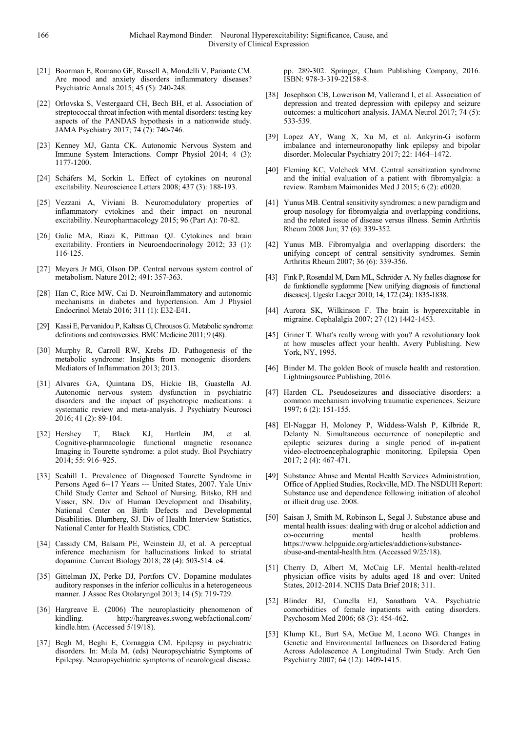[21] Boorman E, Romano GF, Russell A, Mondelli V, Pariante CM. Are mood and anxiety disorders inflammatory diseases? Psychiatric Annals 2015; 45 (5): 240-248.

[22] Orlovska S, Vestergaard CH, Bech BH, et al. Association of streptococcal throat infection with mental disorders: testing key aspects of the PANDAS hypothesis in a nationwide study. JAMA Psychiatry 2017; 74 (7): 740-746.

[23] Kenney MJ, Ganta CK. Autonomic Nervous System and Immune System Interactions. Compr Physiol 2014; 4 (3): 1177-1200.

[24] Schäfers M, Sorkin L. Effect of cytokines on neuronal excitability. Neuroscience Letters 2008; 437 (3): 188-193.

[25] Vezzani A, Viviani B. Neuromodulatory properties of inflammatory cytokines and their impact on neuronal excitability. Neuropharmacology 2015; 96 (Part A): 70-82.

[26] Galic MA, Riazi K, Pittman QJ. Cytokines and brain excitability. Frontiers in Neuroendocrinology 2012; 33 (1): 116-125.

[27] Meyers Jr MG, Olson DP. Central nervous system control of metabolism. Nature 2012; 491: 357-363.

[28] Han C, Rice MW, Cai D. Neuroinflammatory and autonomic mechanisms in diabetes and hypertension. Am J Physiol Endocrinol Metab 2016; 311 (1): E32-E41.

[29] Kassi E, Pervanidou P, Kaltsas G, Chrousos G. Metabolic syndrome: definitions and controversies. BMC Medicine 2011; 9 (48).

[30] Murphy R, Carroll RW, Krebs JD. Pathogenesis of the metabolic syndrome: Insights from monogenic disorders. Mediators of Inflammation 2013; 2013.

[31] Alvares GA, Quintana DS, Hickie IB, Guastella AJ. Autonomic nervous system dysfunction in psychiatric disorders and the impact of psychotropic medications: a systematic review and meta-analysis. J Psychiatry Neurosci 2016; 41 (2): 89-104.

[32] Hershey T, Black KJ, Hartlein JM, et al. Cognitive-pharmacologic functional magnetic resonance Imaging in Tourette syndrome: a pilot study. Biol Psychiatry 2014; 55: 916–925.

[33] Scahill L. Prevalence of Diagnosed Tourette Syndrome in Persons Aged 6--17 Years --- United States, 2007. Yale Univ Child Study Center and School of Nursing. Bitsko, RH and Visser, SN. Div of Human Development and Disability, National Center on Birth Defects and Developmental Disabilities. Blumberg, SJ. Div of Health Interview Statistics, National Center for Health Statistics, CDC.

[34] Cassidy CM, Balsam PE, Weinstein JJ, et al. A perceptual inference mechanism for hallucinations linked to striatal dopamine. Current Biology 2018; 28 (4): 503-514. e4.

[35] Gittelman JX, Perke DJ, Portfors CV. Dopamine modulates auditory responses in the inferior colliculus in a heterogeneous manner. J Assoc Res Otolaryngol 2013; 14 (5): 719-729.

[36] Hargreave E. (2006) The neuroplasticity phenomenon of kindling. http://hargreaves.swong.webfactional.com/kindle.htm. (Accessed 5/19/18).

[37] Begh M, Beghi E, Cornaggia CM. Epilepsy in psychiatric disorders. In: Mula M. (eds) Neuropsychiatric Symptoms of Epilepsy. Neuropsychiatric symptoms of neurological disease. pp. 289-302. Springer, Cham Publishing Company, 2016. ISBN: 978-3-319-22158-8.

[38] Josephson CB, Lowerison M, Vallerand I, et al. Association of depression and treated depression with epilepsy and seizure outcomes: a multicohort analysis. JAMA Neurol 2017; 74 (5): 533-539.

[39] Lopez AY, Wang X, Xu M, et al. Ankyrin-G isoform imbalance and interneuronopathy link epilepsy and bipolar disorder. Molecular Psychiatry 2017; 22: 1464–1472.

[40] Fleming KC, Volcheck MM. Central sensitization syndrome and the initial evaluation of a patient with fibromyalgia: a review. Rambam Maimonides Med J 2015; 6 (2): e0020.

[41] Yunus MB. Central sensitivity syndromes: a new paradigm and group nosology for fibromyalgia and overlapping conditions, and the related issue of disease versus illness. Semin Arthritis Rheum 2008 Jun; 37 (6): 339-352.

[42] Yunus MB. Fibromyalgia and overlapping disorders: the unifying concept of central sensitivity syndromes. Semin Arthritis Rheum 2007; 36 (6): 339-356.

[43] Fink P, Rosendal M, Dam ML, Schröder A. Ny faelles diagnose for de funktionelle sygdomme [New unifying diagnosis of functional diseases]. Ugeskr Laeger 2010; 14; 172 (24): 1835-1838.

[44] Aurora SK, Wilkinson F. The brain is hyperexcitable in migraine. Cephalalgia 2007; 27 (12) 1442-1453.

[45] Griner T. What's really wrong with you? A revolutionary look at how muscles affect your health. Avery Publishing. New York, NY, 1995.

[46] Binder M. The golden Book of muscle health and restoration. Lightningsource Publishing, 2016.

[47] Harden CL. Pseudoseizures and dissociative disorders: a common mechanism involving traumatic experiences. Seizure 1997; 6 (2): 151-155.

[48] El-Naggar H, Moloney P, Widdess-Walsh P, Kilbride R, Delanty N. Simultaneous occurrence of nonepileptic and epileptic seizures during a single period of in-patient video-electroencephalographic monitoring. Epilepsia Open 2017; 2 (4): 467-471.

[49] Substance Abuse and Mental Health Services Administration, Office of Applied Studies, Rockville, MD. The NSDUH Report: Substance use and dependence following initiation of alcohol or illicit drug use. 2008.

[50] Saisan J, Smith M, Robinson L, Segal J. Substance abuse and mental health issues: dealing with drug or alcohol addiction and co-occurring mental health problems. https://www.helpguide.org/articles/addictions/substance-abuse-and-mental-health.htm. (Accessed 9/25/18).

[51] Cherry D, Albert M, McCaig LF. Mental health-related physician office visits by adults aged 18 and over: United States, 2012-2014. NCHS Data Brief 2018; 311.

[52] Blinder BJ, Cumella EJ, Sanathara VA. Psychiatric comorbidities of female inpatients with eating disorders. Psychosom Med 2006; 68 (3): 454-462.

[53] Klump KL, Burt SA, McGue M, Lacono WG. Changes in Genetic and Environmental Influences on Disordered Eating Across Adolescence A Longitudinal Twin Study. Arch Gen Psychiatry 2007; 64 (12): 1409-1415.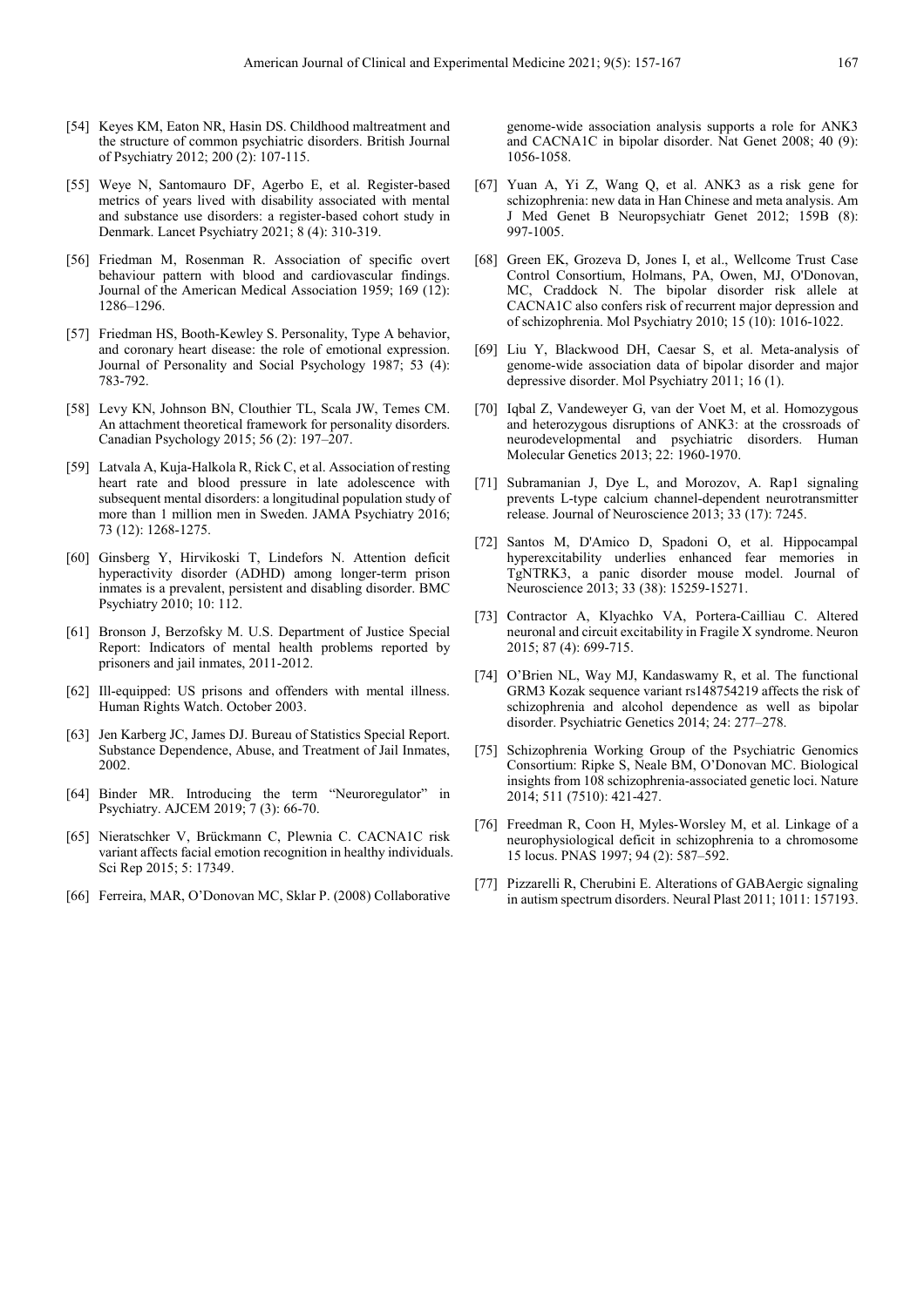[54] Keyes KM, Eaton NR, Hasin DS. Childhood maltreatment and the structure of common psychiatric disorders. British Journal of Psychiatry 2012; 200 (2): 107-115.

[55] Weye N, Santomauro DF, Agerbo E, et al. Register-based metrics of years lived with disability associated with mental and substance use disorders: a register-based cohort study in Denmark. Lancet Psychiatry 2021; 8 (4): 310-319.

[56] Friedman M, Rosenman R. Association of specific overt behaviour pattern with blood and cardiovascular findings. Journal of the American Medical Association 1959; 169 (12): 1286–1296.

[57] Friedman HS, Booth-Kewley S. Personality, Type A behavior, and coronary heart disease: the role of emotional expression. Journal of Personality and Social Psychology 1987; 53 (4): 783-792.

[58] Levy KN, Johnson BN, Clouthier TL, Scala JW, Temes CM. An attachment theoretical framework for personality disorders. Canadian Psychology 2015; 56 (2): 197–207.

[59] Latvala A, Kuja-Halkola R, Rick C, et al. Association of resting heart rate and blood pressure in late adolescence with subsequent mental disorders: a longitudinal population study of more than 1 million men in Sweden. JAMA Psychiatry 2016; 73 (12): 1268-1275.

[60] Ginsberg Y, Hirvikoski T, Lindefors N. Attention deficit hyperactivity disorder (ADHD) among longer-term prison inmates is a prevalent, persistent and disabling disorder. BMC Psychiatry 2010; 10: 112.

[61] Bronson J, Berzofsky M. U.S. Department of Justice Special Report: Indicators of mental health problems reported by prisoners and jail inmates, 2011-2012.

[62] Ill-equipped: US prisons and offenders with mental illness. Human Rights Watch. October 2003.

[63] Jen Karberg JC, James DJ. Bureau of Statistics Special Report. Substance Dependence, Abuse, and Treatment of Jail Inmates, 2002.

[64] Binder MR. Introducing the term "Neuroregulator" in Psychiatry. AJCEM 2019; 7 (3): 66-70.

[65] Nieratschker V, Brückmann C, Plewnia C. CACNA1C risk variant affects facial emotion recognition in healthy individuals. Sci Rep 2015; 5: 17349.

[66] Ferreira, MAR, O'Donovan MC, Sklar P. (2008) Collaborative genome-wide association analysis supports a role for ANK3 and CACNA1C in bipolar disorder. Nat Genet 2008; 40 (9): 1056-1058.

[67] Yuan A, Yi Z, Wang Q, et al. ANK3 as a risk gene for schizophrenia: new data in Han Chinese and meta analysis. Am J Med Genet B Neuropsychiatr Genet 2012; 159B (8): 997-1005.

[68] Green EK, Grozeva D, Jones I, et al., Wellcome Trust Case Control Consortium, Holmans, PA, Owen, MJ, O'Donovan, MC, Craddock N. The bipolar disorder risk allele at CACNA1C also confers risk of recurrent major depression and of schizophrenia. Mol Psychiatry 2010; 15 (10): 1016-1022.

[69] Liu Y, Blackwood DH, Caesar S, et al. Meta-analysis of genome-wide association data of bipolar disorder and major depressive disorder. Mol Psychiatry 2011; 16 (1).

[70] Iqbal Z, Vandeweyer G, van der Voet M, et al. Homozygous and heterozygous disruptions of ANK3: at the crossroads of neurodevelopmental and psychiatric disorders. Human Molecular Genetics 2013; 22: 1960-1970.

[71] Subramanian J, Dye L, and Morozov, A. Rap1 signaling prevents L-type calcium channel-dependent neurotransmitter release. Journal of Neuroscience 2013; 33 (17): 7245.

[72] Santos M, D'Amico D, Spadoni O, et al. Hippocampal hyperexcitability underlies enhanced fear memories in TgNTRK3, a panic disorder mouse model. Journal of Neuroscience 2013; 33 (38): 15259-15271.

[73] Contractor A, Klyachko VA, Portera-Cailliau C. Altered neuronal and circuit excitability in Fragile X syndrome. Neuron 2015; 87 (4): 699-715.

[74] O'Brien NL, Way MJ, Kandaswamy R, et al. The functional GRM3 Kozak sequence variant rs148754219 affects the risk of schizophrenia and alcohol dependence as well as bipolar disorder. Psychiatric Genetics 2014; 24: 277–278.

[75] Schizophrenia Working Group of the Psychiatric Genomics Consortium: Ripke S, Neale BM, O'Donovan MC. Biological insights from 108 schizophrenia-associated genetic loci. Nature 2014; 511 (7510): 421-427.

[76] Freedman R, Coon H, Myles-Worsley M, et al. Linkage of a neurophysiological deficit in schizophrenia to a chromosome 15 locus. PNAS 1997; 94 (2): 587–592.

[77] Pizzarelli R, Cherubini E. Alterations of GABAergic signaling in autism spectrum disorders. Neural Plast 2011; 1011: 157193.